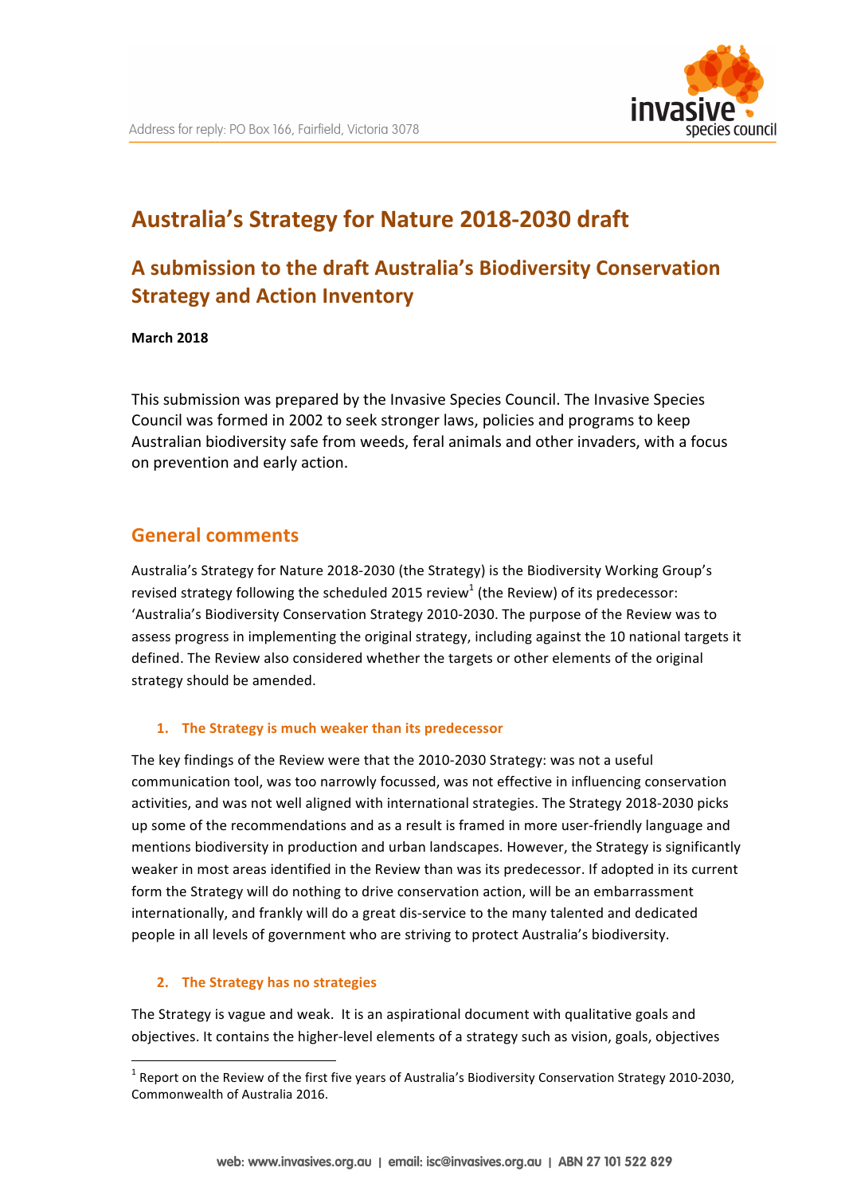# Australia's Strategy for Nature 2018-2030 draft

## A submission to the draft Australia's Biodiversity Conservation Strategy and Action Inventory

**March 2018**

This submission was prepared by the Invasive Species Council. The Invasive Species Council was formed in 2002 to seek stronger laws, policies and programs to keep Australian biodiversity safe from weeds, feral animals and other invaders, with a focus on prevention and early action.

## General comments

Australia's Strategy for Nature 2018-2030 (the Strategy) is the Biodiversity Working Group's revised strategy following the scheduled 2015 review[1] (the Review) of its predecessor: 'Australia's Biodiversity Conservation Strategy 2010-2030. The purpose of the Review was to assess progress in implementing the original strategy, including against the 10 national targets it defined. The Review also considered whether the targets or other elements of the original strategy should be amended.

### 1. The Strategy is much weaker than its predecessor

The key findings of the Review were that the 2010-2030 Strategy: was not a useful communication tool, was too narrowly focussed, was not effective in influencing conservation activities, and was not well aligned with international strategies. The Strategy 2018-2030 picks up some of the recommendations and as a result is framed in more user-friendly language and mentions biodiversity in production and urban landscapes. However, the Strategy is significantly weaker in most areas identified in the Review than was its predecessor. If adopted in its current form the Strategy will do nothing to drive conservation action, will be an embarrassment internationally, and frankly will do a great dis-service to the many talented and dedicated people in all levels of government who are striving to protect Australia's biodiversity.

### 2. The Strategy has no strategies

The Strategy is vague and weak. It is an aspirational document with qualitative goals and objectives. It contains the higher-level elements of a strategy such as vision, goals, objectives

[1] Report on the Review of the first five years of Australia's Biodiversity Conservation Strategy 2010-2030, Commonwealth of Australia 2016.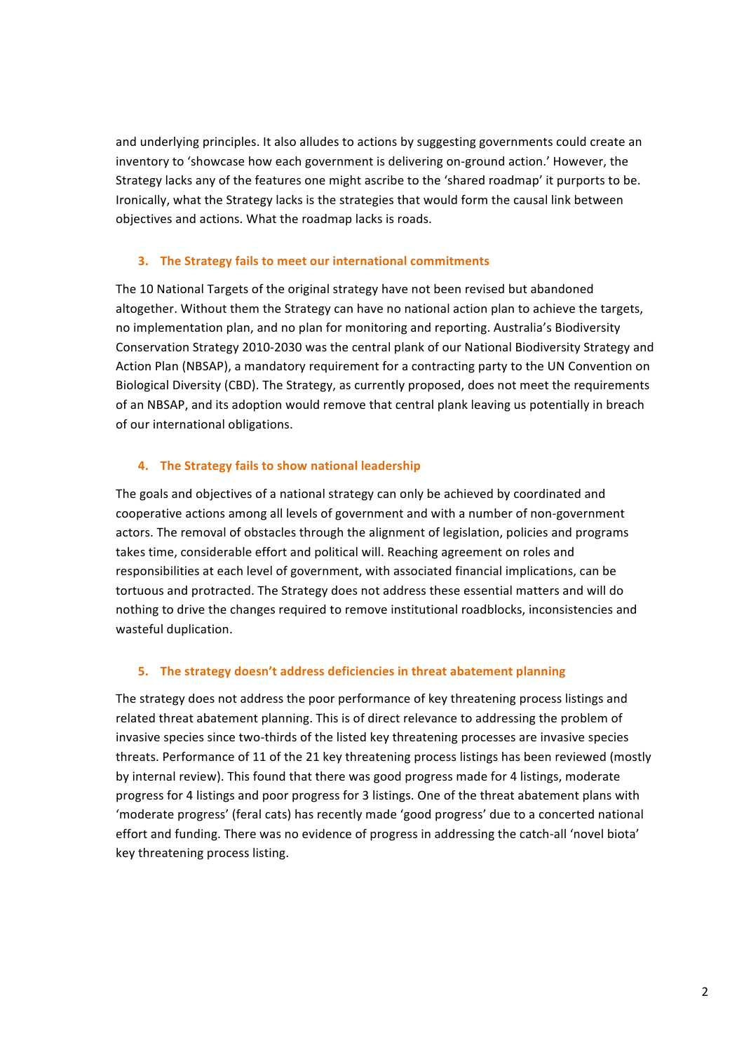and underlying principles. It also alludes to actions by suggesting governments could create an inventory to 'showcase how each government is delivering on-ground action.' However, the Strategy lacks any of the features one might ascribe to the 'shared roadmap' it purports to be. Ironically, what the Strategy lacks is the strategies that would form the causal link between objectives and actions. What the roadmap lacks is roads.

### 3. The Strategy fails to meet our international commitments

The 10 National Targets of the original strategy have not been revised but abandoned altogether. Without them the Strategy can have no national action plan to achieve the targets, no implementation plan, and no plan for monitoring and reporting. Australia's Biodiversity Conservation Strategy 2010-2030 was the central plank of our National Biodiversity Strategy and Action Plan (NBSAP), a mandatory requirement for a contracting party to the UN Convention on Biological Diversity (CBD). The Strategy, as currently proposed, does not meet the requirements of an NBSAP, and its adoption would remove that central plank leaving us potentially in breach of our international obligations.

### 4. The Strategy fails to show national leadership

The goals and objectives of a national strategy can only be achieved by coordinated and cooperative actions among all levels of government and with a number of non-government actors. The removal of obstacles through the alignment of legislation, policies and programs takes time, considerable effort and political will. Reaching agreement on roles and responsibilities at each level of government, with associated financial implications, can be tortuous and protracted. The Strategy does not address these essential matters and will do nothing to drive the changes required to remove institutional roadblocks, inconsistencies and wasteful duplication.

### 5. The strategy doesn't address deficiencies in threat abatement planning

The strategy does not address the poor performance of key threatening process listings and related threat abatement planning. This is of direct relevance to addressing the problem of invasive species since two-thirds of the listed key threatening processes are invasive species threats. Performance of 11 of the 21 key threatening process listings has been reviewed (mostly by internal review). This found that there was good progress made for 4 listings, moderate progress for 4 listings and poor progress for 3 listings. One of the threat abatement plans with 'moderate progress' (feral cats) has recently made 'good progress' due to a concerted national effort and funding. There was no evidence of progress in addressing the catch-all 'novel biota' key threatening process listing.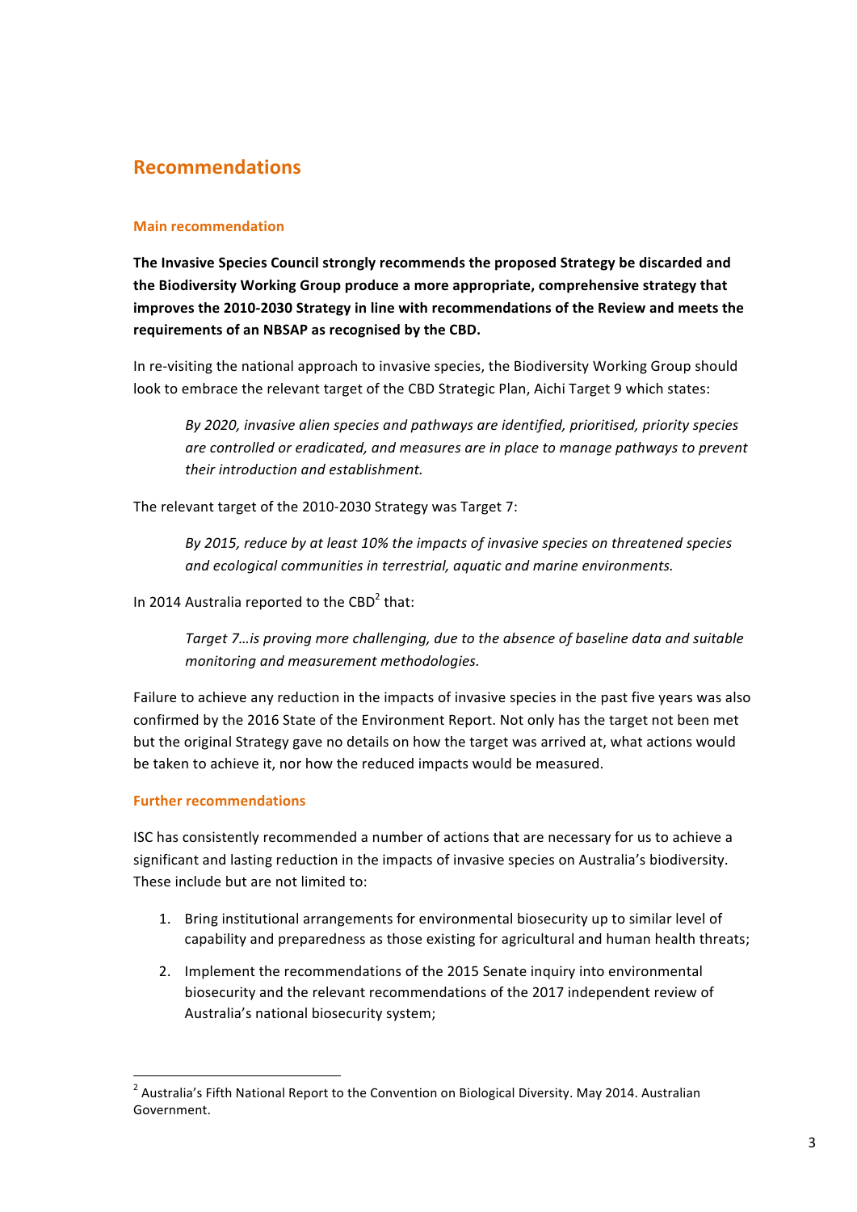## Recommendations

### Main recommendation

**The Invasive Species Council strongly recommends the proposed Strategy be discarded and the Biodiversity Working Group produce a more appropriate, comprehensive strategy that improves the 2010-2030 Strategy in line with recommendations of the Review and meets the requirements of an NBSAP as recognised by the CBD.**

In re-visiting the national approach to invasive species, the Biodiversity Working Group should look to embrace the relevant target of the CBD Strategic Plan, Aichi Target 9 which states:

> *By 2020, invasive alien species and pathways are identified, prioritised, priority species are controlled or eradicated, and measures are in place to manage pathways to prevent their introduction and establishment.*

The relevant target of the 2010-2030 Strategy was Target 7:

> *By 2015, reduce by at least 10% the impacts of invasive species on threatened species and ecological communities in terrestrial, aquatic and marine environments.*

In 2014 Australia reported to the CBD[2] that:

> *Target 7…is proving more challenging, due to the absence of baseline data and suitable monitoring and measurement methodologies.*

Failure to achieve any reduction in the impacts of invasive species in the past five years was also confirmed by the 2016 State of the Environment Report. Not only has the target not been met but the original Strategy gave no details on how the target was arrived at, what actions would be taken to achieve it, nor how the reduced impacts would be measured.

### Further recommendations

ISC has consistently recommended a number of actions that are necessary for us to achieve a significant and lasting reduction in the impacts of invasive species on Australia's biodiversity. These include but are not limited to:

1. Bring institutional arrangements for environmental biosecurity up to similar level of capability and preparedness as those existing for agricultural and human health threats;
2. Implement the recommendations of the 2015 Senate inquiry into environmental biosecurity and the relevant recommendations of the 2017 independent review of Australia's national biosecurity system;

---

[2] Australia's Fifth National Report to the Convention on Biological Diversity. May 2014. Australian Government.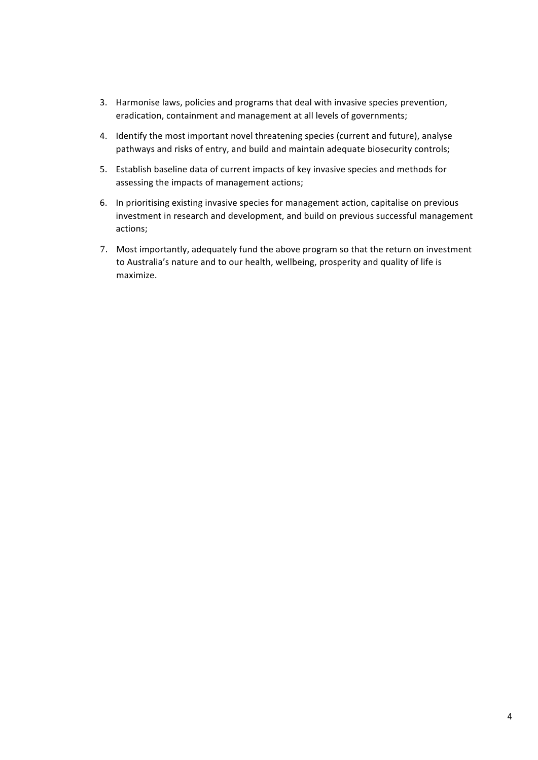3. Harmonise laws, policies and programs that deal with invasive species prevention, eradication, containment and management at all levels of governments;
4. Identify the most important novel threatening species (current and future), analyse pathways and risks of entry, and build and maintain adequate biosecurity controls;
5. Establish baseline data of current impacts of key invasive species and methods for assessing the impacts of management actions;
6. In prioritising existing invasive species for management action, capitalise on previous investment in research and development, and build on previous successful management actions;
7. Most importantly, adequately fund the above program so that the return on investment to Australia's nature and to our health, wellbeing, prosperity and quality of life is maximize.